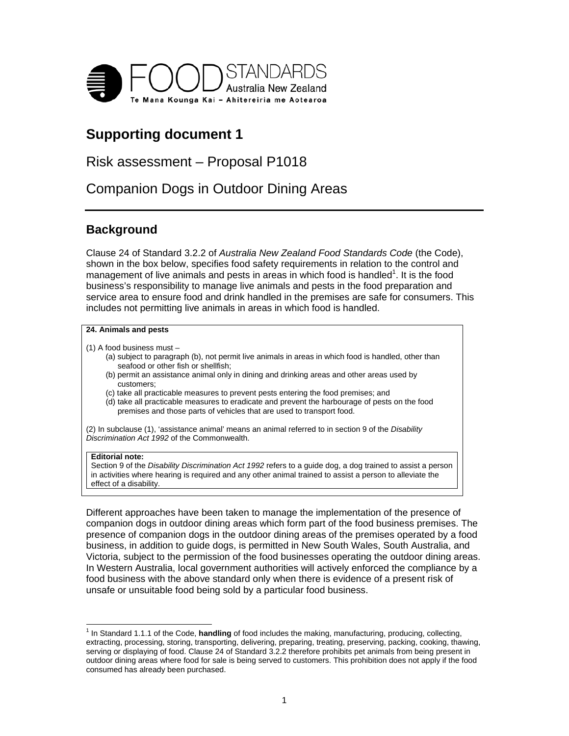FOOD STANDARDS Australia New Zealand
Te Mana Kounga Kai – Ahitereiria me Aotearoa

# Supporting document 1

## Risk assessment – Proposal P1018

## Companion Dogs in Outdoor Dining Areas

---

## Background

Clause 24 of Standard 3.2.2 of *Australia New Zealand Food Standards Code* (the Code), shown in the box below, specifies food safety requirements in relation to the control and management of live animals and pests in areas in which food is handled[1]. It is the food business's responsibility to manage live animals and pests in the food preparation and service area to ensure food and drink handled in the premises are safe for consumers. This includes not permitting live animals in areas in which food is handled.

> **24. Animals and pests**
>
> (1) A food business must –
>
> (a) subject to paragraph (b), not permit live animals in areas in which food is handled, other than seafood or other fish or shellfish;
>
> (b) permit an assistance animal only in dining and drinking areas and other areas used by customers;
>
> (c) take all practicable measures to prevent pests entering the food premises; and
>
> (d) take all practicable measures to eradicate and prevent the harbourage of pests on the food premises and those parts of vehicles that are used to transport food.
>
> (2) In subclause (1), 'assistance animal' means an animal referred to in section 9 of the *Disability Discrimination Act 1992* of the Commonwealth.
>
> **Editorial note:**
> Section 9 of the *Disability Discrimination Act 1992* refers to a guide dog, a dog trained to assist a person in activities where hearing is required and any other animal trained to assist a person to alleviate the effect of a disability.

Different approaches have been taken to manage the implementation of the presence of companion dogs in outdoor dining areas which form part of the food business premises. The presence of companion dogs in the outdoor dining areas of the premises operated by a food business, in addition to guide dogs, is permitted in New South Wales, South Australia, and Victoria, subject to the permission of the food businesses operating the outdoor dining areas. In Western Australia, local government authorities will actively enforced the compliance by a food business with the above standard only when there is evidence of a present risk of unsafe or unsuitable food being sold by a particular food business.

---

[1] In Standard 1.1.1 of the Code, **handling** of food includes the making, manufacturing, producing, collecting, extracting, processing, storing, transporting, delivering, preparing, treating, preserving, packing, cooking, thawing, serving or displaying of food. Clause 24 of Standard 3.2.2 therefore prohibits pet animals from being present in outdoor dining areas where food for sale is being served to customers. This prohibition does not apply if the food consumed has already been purchased.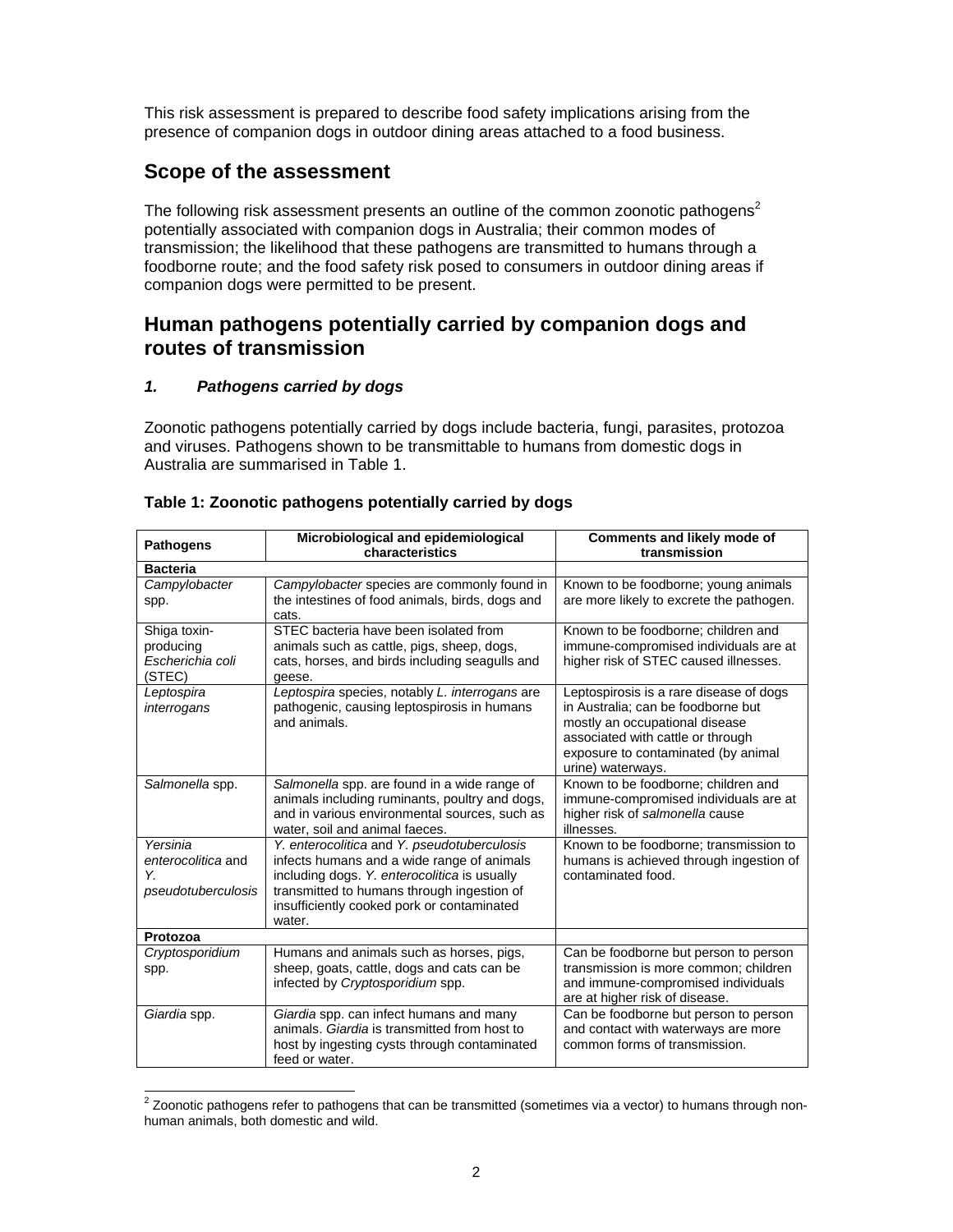This risk assessment is prepared to describe food safety implications arising from the presence of companion dogs in outdoor dining areas attached to a food business.

## Scope of the assessment

The following risk assessment presents an outline of the common zoonotic pathogens[2] potentially associated with companion dogs in Australia; their common modes of transmission; the likelihood that these pathogens are transmitted to humans through a foodborne route; and the food safety risk posed to consumers in outdoor dining areas if companion dogs were permitted to be present.

## Human pathogens potentially carried by companion dogs and routes of transmission

### *1. Pathogens carried by dogs*

Zoonotic pathogens potentially carried by dogs include bacteria, fungi, parasites, protozoa and viruses. Pathogens shown to be transmittable to humans from domestic dogs in Australia are summarised in Table 1.

**Table 1: Zoonotic pathogens potentially carried by dogs**

| Pathogens | Microbiological and epidemiological characteristics | Comments and likely mode of transmission |
|---|---|---|
| **Bacteria** | | |
| *Campylobacter* spp. | *Campylobacter* species are commonly found in the intestines of food animals, birds, dogs and cats. | Known to be foodborne; young animals are more likely to excrete the pathogen. |
| Shiga toxin-producing *Escherichia coli* (STEC) | STEC bacteria have been isolated from animals such as cattle, pigs, sheep, dogs, cats, horses, and birds including seagulls and geese. | Known to be foodborne; children and immune-compromised individuals are at higher risk of STEC caused illnesses. |
| *Leptospira interrogans* | *Leptospira* species, notably *L. interrogans* are pathogenic, causing leptospirosis in humans and animals. | Leptospirosis is a rare disease of dogs in Australia; can be foodborne but mostly an occupational disease associated with cattle or through exposure to contaminated (by animal urine) waterways. |
| *Salmonella* spp. | *Salmonella* spp. are found in a wide range of animals including ruminants, poultry and dogs, and in various environmental sources, such as water, soil and animal faeces. | Known to be foodborne; children and immune-compromised individuals are at higher risk of *salmonella* cause illnesses. |
| *Yersinia enterocolitica* and *Y. pseudotuberculosis* | *Y. enterocolitica* and *Y. pseudotuberculosis* infects humans and a wide range of animals including dogs. *Y. enterocolitica* is usually transmitted to humans through ingestion of insufficiently cooked pork or contaminated water. | Known to be foodborne; transmission to humans is achieved through ingestion of contaminated food. |
| **Protozoa** | | |
| *Cryptosporidium* spp. | Humans and animals such as horses, pigs, sheep, goats, cattle, dogs and cats can be infected by *Cryptosporidium* spp. | Can be foodborne but person to person transmission is more common; children and immune-compromised individuals are at higher risk of disease. |
| *Giardia* spp. | *Giardia* spp. can infect humans and many animals. *Giardia* is transmitted from host to host by ingesting cysts through contaminated feed or water. | Can be foodborne but person to person and contact with waterways are more common forms of transmission. |

[2] Zoonotic pathogens refer to pathogens that can be transmitted (sometimes via a vector) to humans through non-human animals, both domestic and wild.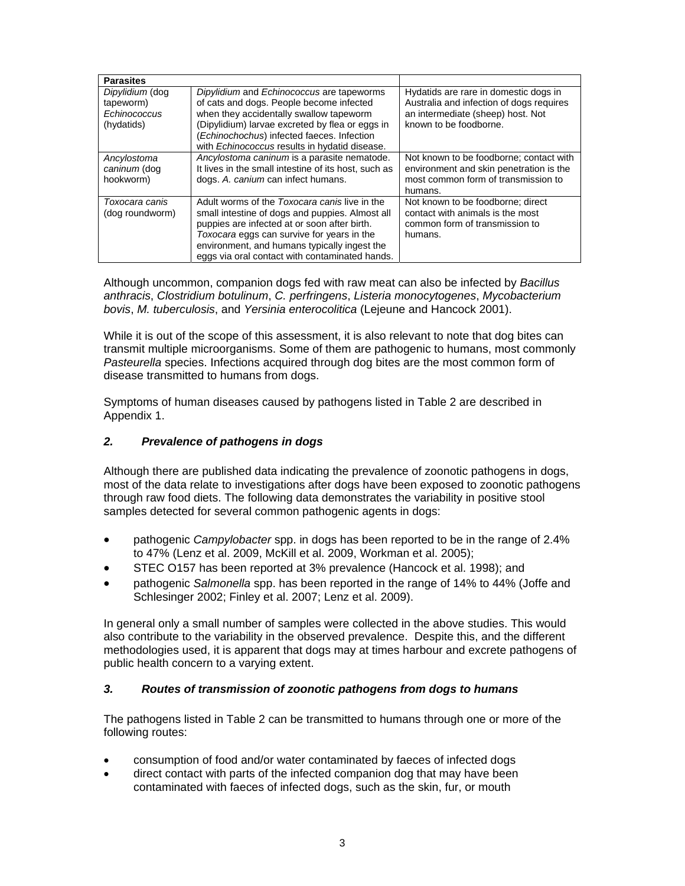| Parasites | | |
|---|---|---|
| *Dipylidium* (dog tapeworm) *Echinococcus* (hydatids) | *Dipylidium* and *Echinococcus* are tapeworms of cats and dogs. People become infected when they accidentally swallow tapeworm (Dipylidium) larvae excreted by flea or eggs in (*Echinochochus*) infected faeces. Infection with *Echinococcus* results in hydatid disease. | Hydatids are rare in domestic dogs in Australia and infection of dogs requires an intermediate (sheep) host. Not known to be foodborne. |
| *Ancylostoma caninum* (dog hookworm) | *Ancylostoma caninum* is a parasite nematode. It lives in the small intestine of its host, such as dogs. *A. canium* can infect humans. | Not known to be foodborne; contact with environment and skin penetration is the most common form of transmission to humans. |
| *Toxocara canis* (dog roundworm) | Adult worms of the *Toxocara canis* live in the small intestine of dogs and puppies. Almost all puppies are infected at or soon after birth. *Toxocara* eggs can survive for years in the environment, and humans typically ingest the eggs via oral contact with contaminated hands. | Not known to be foodborne; direct contact with animals is the most common form of transmission to humans. |

Although uncommon, companion dogs fed with raw meat can also be infected by *Bacillus anthracis*, *Clostridium botulinum*, *C. perfringens*, *Listeria monocytogenes*, *Mycobacterium bovis*, *M. tuberculosis*, and *Yersinia enterocolitica* (Lejeune and Hancock 2001).

While it is out of the scope of this assessment, it is also relevant to note that dog bites can transmit multiple microorganisms. Some of them are pathogenic to humans, most commonly *Pasteurella* species. Infections acquired through dog bites are the most common form of disease transmitted to humans from dogs.

Symptoms of human diseases caused by pathogens listed in Table 2 are described in Appendix 1.

### *2. Prevalence of pathogens in dogs*

Although there are published data indicating the prevalence of zoonotic pathogens in dogs, most of the data relate to investigations after dogs have been exposed to zoonotic pathogens through raw food diets. The following data demonstrates the variability in positive stool samples detected for several common pathogenic agents in dogs:

- pathogenic *Campylobacter* spp. in dogs has been reported to be in the range of 2.4% to 47% (Lenz et al. 2009, McKill et al. 2009, Workman et al. 2005);
- STEC O157 has been reported at 3% prevalence (Hancock et al. 1998); and
- pathogenic *Salmonella* spp. has been reported in the range of 14% to 44% (Joffe and Schlesinger 2002; Finley et al. 2007; Lenz et al. 2009).

In general only a small number of samples were collected in the above studies. This would also contribute to the variability in the observed prevalence. Despite this, and the different methodologies used, it is apparent that dogs may at times harbour and excrete pathogens of public health concern to a varying extent.

### *3. Routes of transmission of zoonotic pathogens from dogs to humans*

The pathogens listed in Table 2 can be transmitted to humans through one or more of the following routes:

- consumption of food and/or water contaminated by faeces of infected dogs
- direct contact with parts of the infected companion dog that may have been contaminated with faeces of infected dogs, such as the skin, fur, or mouth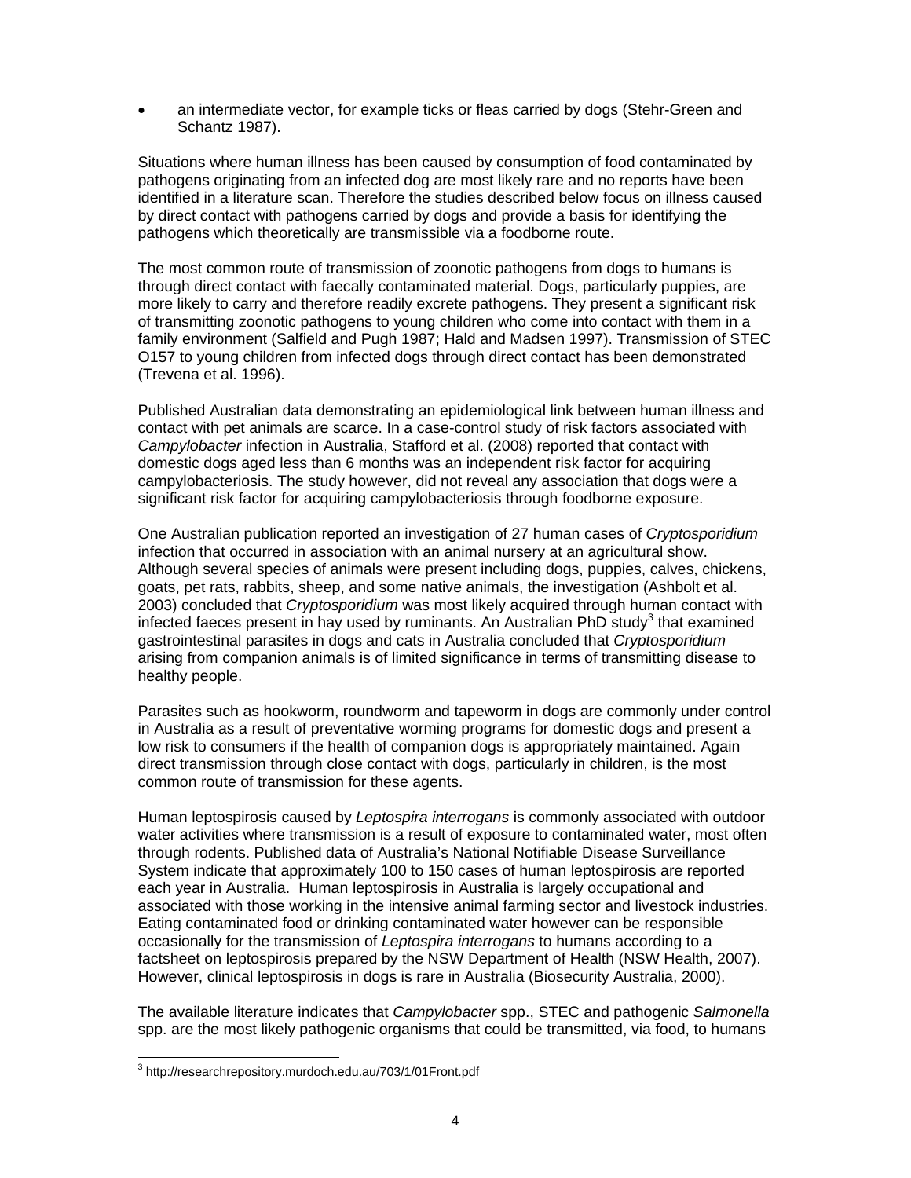- an intermediate vector, for example ticks or fleas carried by dogs (Stehr-Green and Schantz 1987).

Situations where human illness has been caused by consumption of food contaminated by pathogens originating from an infected dog are most likely rare and no reports have been identified in a literature scan. Therefore the studies described below focus on illness caused by direct contact with pathogens carried by dogs and provide a basis for identifying the pathogens which theoretically are transmissible via a foodborne route.

The most common route of transmission of zoonotic pathogens from dogs to humans is through direct contact with faecally contaminated material. Dogs, particularly puppies, are more likely to carry and therefore readily excrete pathogens. They present a significant risk of transmitting zoonotic pathogens to young children who come into contact with them in a family environment (Salfield and Pugh 1987; Hald and Madsen 1997). Transmission of STEC O157 to young children from infected dogs through direct contact has been demonstrated (Trevena et al. 1996).

Published Australian data demonstrating an epidemiological link between human illness and contact with pet animals are scarce. In a case-control study of risk factors associated with *Campylobacter* infection in Australia, Stafford et al. (2008) reported that contact with domestic dogs aged less than 6 months was an independent risk factor for acquiring campylobacteriosis. The study however, did not reveal any association that dogs were a significant risk factor for acquiring campylobacteriosis through foodborne exposure.

One Australian publication reported an investigation of 27 human cases of *Cryptosporidium* infection that occurred in association with an animal nursery at an agricultural show. Although several species of animals were present including dogs, puppies, calves, chickens, goats, pet rats, rabbits, sheep, and some native animals, the investigation (Ashbolt et al. 2003) concluded that *Cryptosporidium* was most likely acquired through human contact with infected faeces present in hay used by ruminants. An Australian PhD study[3] that examined gastrointestinal parasites in dogs and cats in Australia concluded that *Cryptosporidium* arising from companion animals is of limited significance in terms of transmitting disease to healthy people.

Parasites such as hookworm, roundworm and tapeworm in dogs are commonly under control in Australia as a result of preventative worming programs for domestic dogs and present a low risk to consumers if the health of companion dogs is appropriately maintained. Again direct transmission through close contact with dogs, particularly in children, is the most common route of transmission for these agents.

Human leptospirosis caused by *Leptospira interrogans* is commonly associated with outdoor water activities where transmission is a result of exposure to contaminated water, most often through rodents. Published data of Australia's National Notifiable Disease Surveillance System indicate that approximately 100 to 150 cases of human leptospirosis are reported each year in Australia. Human leptospirosis in Australia is largely occupational and associated with those working in the intensive animal farming sector and livestock industries. Eating contaminated food or drinking contaminated water however can be responsible occasionally for the transmission of *Leptospira interrogans* to humans according to a factsheet on leptospirosis prepared by the NSW Department of Health (NSW Health, 2007). However, clinical leptospirosis in dogs is rare in Australia (Biosecurity Australia, 2000).

The available literature indicates that *Campylobacter* spp., STEC and pathogenic *Salmonella* spp. are the most likely pathogenic organisms that could be transmitted, via food, to humans

[3] http://researchrepository.murdoch.edu.au/703/1/01Front.pdf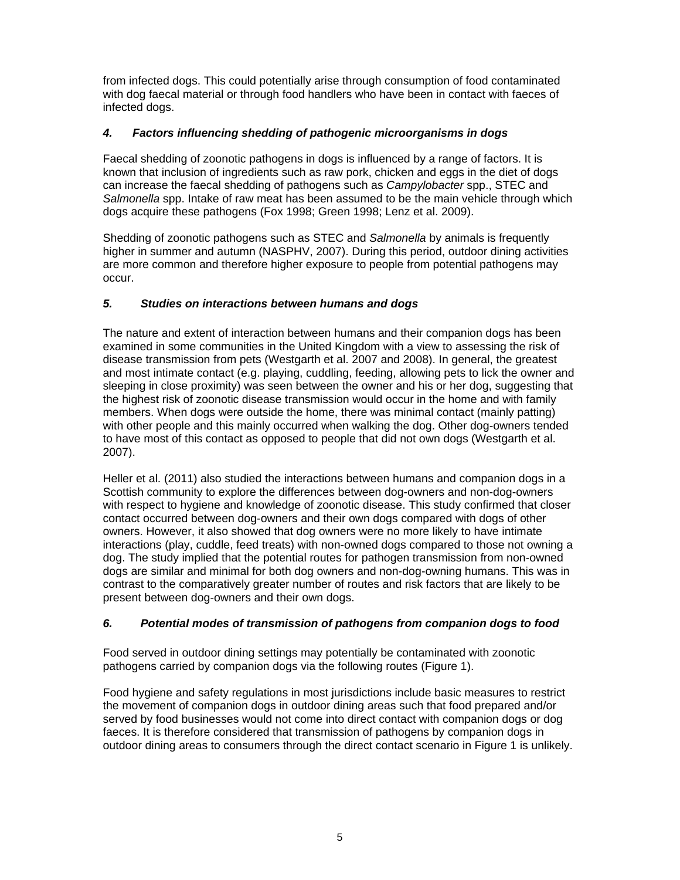from infected dogs. This could potentially arise through consumption of food contaminated with dog faecal material or through food handlers who have been in contact with faeces of infected dogs.

### *4. Factors influencing shedding of pathogenic microorganisms in dogs*

Faecal shedding of zoonotic pathogens in dogs is influenced by a range of factors. It is known that inclusion of ingredients such as raw pork, chicken and eggs in the diet of dogs can increase the faecal shedding of pathogens such as *Campylobacter* spp., STEC and *Salmonella* spp. Intake of raw meat has been assumed to be the main vehicle through which dogs acquire these pathogens (Fox 1998; Green 1998; Lenz et al. 2009).

Shedding of zoonotic pathogens such as STEC and *Salmonella* by animals is frequently higher in summer and autumn (NASPHV, 2007). During this period, outdoor dining activities are more common and therefore higher exposure to people from potential pathogens may occur.

### *5. Studies on interactions between humans and dogs*

The nature and extent of interaction between humans and their companion dogs has been examined in some communities in the United Kingdom with a view to assessing the risk of disease transmission from pets (Westgarth et al. 2007 and 2008). In general, the greatest and most intimate contact (e.g. playing, cuddling, feeding, allowing pets to lick the owner and sleeping in close proximity) was seen between the owner and his or her dog, suggesting that the highest risk of zoonotic disease transmission would occur in the home and with family members. When dogs were outside the home, there was minimal contact (mainly patting) with other people and this mainly occurred when walking the dog. Other dog-owners tended to have most of this contact as opposed to people that did not own dogs (Westgarth et al. 2007).

Heller et al. (2011) also studied the interactions between humans and companion dogs in a Scottish community to explore the differences between dog-owners and non-dog-owners with respect to hygiene and knowledge of zoonotic disease. This study confirmed that closer contact occurred between dog-owners and their own dogs compared with dogs of other owners. However, it also showed that dog owners were no more likely to have intimate interactions (play, cuddle, feed treats) with non-owned dogs compared to those not owning a dog. The study implied that the potential routes for pathogen transmission from non-owned dogs are similar and minimal for both dog owners and non-dog-owning humans. This was in contrast to the comparatively greater number of routes and risk factors that are likely to be present between dog-owners and their own dogs.

### *6. Potential modes of transmission of pathogens from companion dogs to food*

Food served in outdoor dining settings may potentially be contaminated with zoonotic pathogens carried by companion dogs via the following routes (Figure 1).

Food hygiene and safety regulations in most jurisdictions include basic measures to restrict the movement of companion dogs in outdoor dining areas such that food prepared and/or served by food businesses would not come into direct contact with companion dogs or dog faeces. It is therefore considered that transmission of pathogens by companion dogs in outdoor dining areas to consumers through the direct contact scenario in Figure 1 is unlikely.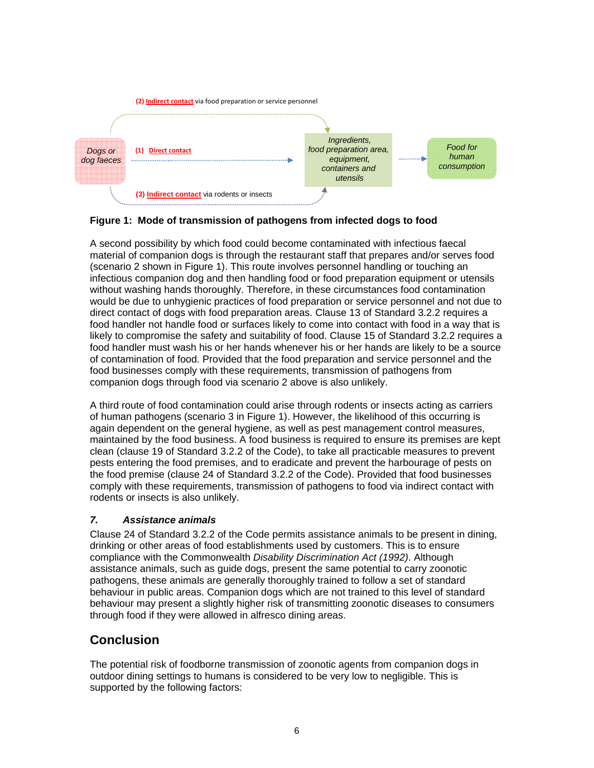(2) Indirect contact via food preparation or service personnel

Dogs or dog faeces — (1) Direct contact → Ingredients, food preparation area, equipment, containers and utensils → Food for human consumption

(3) Indirect contact via rodents or insects

**Figure 1: Mode of transmission of pathogens from infected dogs to food**

A second possibility by which food could become contaminated with infectious faecal material of companion dogs is through the restaurant staff that prepares and/or serves food (scenario 2 shown in Figure 1). This route involves personnel handling or touching an infectious companion dog and then handling food or food preparation equipment or utensils without washing hands thoroughly. Therefore, in these circumstances food contamination would be due to unhygienic practices of food preparation or service personnel and not due to direct contact of dogs with food preparation areas. Clause 13 of Standard 3.2.2 requires a food handler not handle food or surfaces likely to come into contact with food in a way that is likely to compromise the safety and suitability of food. Clause 15 of Standard 3.2.2 requires a food handler must wash his or her hands whenever his or her hands are likely to be a source of contamination of food. Provided that the food preparation and service personnel and the food businesses comply with these requirements, transmission of pathogens from companion dogs through food via scenario 2 above is also unlikely.

A third route of food contamination could arise through rodents or insects acting as carriers of human pathogens (scenario 3 in Figure 1). However, the likelihood of this occurring is again dependent on the general hygiene, as well as pest management control measures, maintained by the food business. A food business is required to ensure its premises are kept clean (clause 19 of Standard 3.2.2 of the Code), to take all practicable measures to prevent pests entering the food premises, and to eradicate and prevent the harbourage of pests on the food premise (clause 24 of Standard 3.2.2 of the Code). Provided that food businesses comply with these requirements, transmission of pathogens to food via indirect contact with rodents or insects is also unlikely.

### *7. Assistance animals*

Clause 24 of Standard 3.2.2 of the Code permits assistance animals to be present in dining, drinking or other areas of food establishments used by customers. This is to ensure compliance with the Commonwealth *Disability Discrimination Act (1992)*. Although assistance animals, such as guide dogs, present the same potential to carry zoonotic pathogens, these animals are generally thoroughly trained to follow a set of standard behaviour in public areas. Companion dogs which are not trained to this level of standard behaviour may present a slightly higher risk of transmitting zoonotic diseases to consumers through food if they were allowed in alfresco dining areas.

## Conclusion

The potential risk of foodborne transmission of zoonotic agents from companion dogs in outdoor dining settings to humans is considered to be very low to negligible. This is supported by the following factors: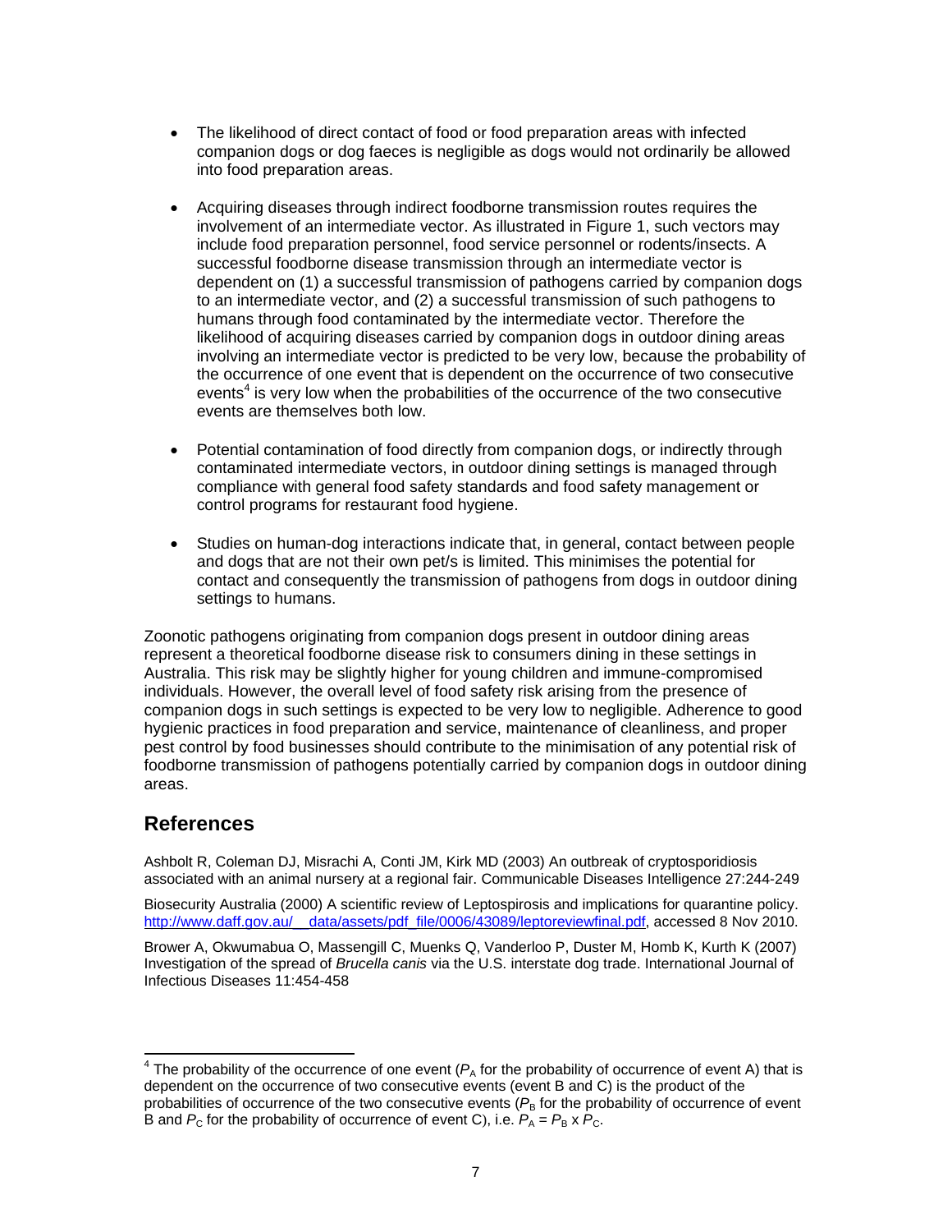- The likelihood of direct contact of food or food preparation areas with infected companion dogs or dog faeces is negligible as dogs would not ordinarily be allowed into food preparation areas.

- Acquiring diseases through indirect foodborne transmission routes requires the involvement of an intermediate vector. As illustrated in Figure 1, such vectors may include food preparation personnel, food service personnel or rodents/insects. A successful foodborne disease transmission through an intermediate vector is dependent on (1) a successful transmission of pathogens carried by companion dogs to an intermediate vector, and (2) a successful transmission of such pathogens to humans through food contaminated by the intermediate vector. Therefore the likelihood of acquiring diseases carried by companion dogs in outdoor dining areas involving an intermediate vector is predicted to be very low, because the probability of the occurrence of one event that is dependent on the occurrence of two consecutive events[4] is very low when the probabilities of the occurrence of the two consecutive events are themselves both low.

- Potential contamination of food directly from companion dogs, or indirectly through contaminated intermediate vectors, in outdoor dining settings is managed through compliance with general food safety standards and food safety management or control programs for restaurant food hygiene.

- Studies on human-dog interactions indicate that, in general, contact between people and dogs that are not their own pet/s is limited. This minimises the potential for contact and consequently the transmission of pathogens from dogs in outdoor dining settings to humans.

Zoonotic pathogens originating from companion dogs present in outdoor dining areas represent a theoretical foodborne disease risk to consumers dining in these settings in Australia. This risk may be slightly higher for young children and immune-compromised individuals. However, the overall level of food safety risk arising from the presence of companion dogs in such settings is expected to be very low to negligible. Adherence to good hygienic practices in food preparation and service, maintenance of cleanliness, and proper pest control by food businesses should contribute to the minimisation of any potential risk of foodborne transmission of pathogens potentially carried by companion dogs in outdoor dining areas.

## References

Ashbolt R, Coleman DJ, Misrachi A, Conti JM, Kirk MD (2003) An outbreak of cryptosporidiosis associated with an animal nursery at a regional fair. Communicable Diseases Intelligence 27:244-249

Biosecurity Australia (2000) A scientific review of Leptospirosis and implications for quarantine policy. http://www.daff.gov.au/__data/assets/pdf_file/0006/43089/leptoreviewfinal.pdf, accessed 8 Nov 2010.

Brower A, Okwumabua O, Massengill C, Muenks Q, Vanderloo P, Duster M, Homb K, Kurth K (2007) Investigation of the spread of *Brucella canis* via the U.S. interstate dog trade. International Journal of Infectious Diseases 11:454-458

---

[4] The probability of the occurrence of one event ($P_A$ for the probability of occurrence of event A) that is dependent on the occurrence of two consecutive events (event B and C) is the product of the probabilities of occurrence of the two consecutive events ($P_B$ for the probability of occurrence of event B and $P_C$ for the probability of occurrence of event C), i.e. $P_A = P_B \times P_C$.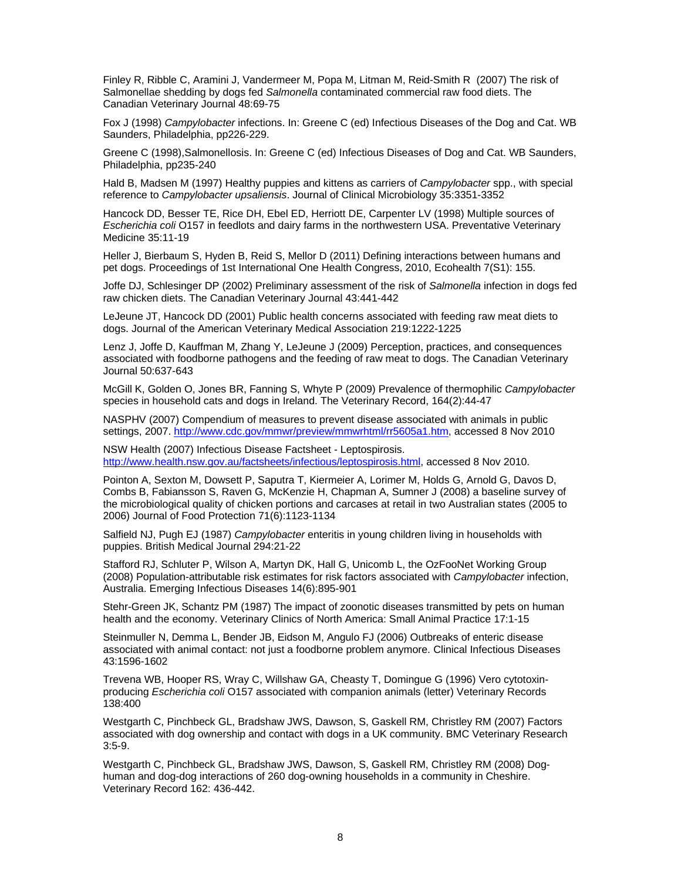Finley R, Ribble C, Aramini J, Vandermeer M, Popa M, Litman M, Reid-Smith R  (2007) The risk of Salmonellae shedding by dogs fed *Salmonella* contaminated commercial raw food diets. The Canadian Veterinary Journal 48:69-75

Fox J (1998) *Campylobacter* infections. In: Greene C (ed) Infectious Diseases of the Dog and Cat. WB Saunders, Philadelphia, pp226-229.

Greene C (1998),Salmonellosis. In: Greene C (ed) Infectious Diseases of Dog and Cat. WB Saunders, Philadelphia, pp235-240

Hald B, Madsen M (1997) Healthy puppies and kittens as carriers of *Campylobacter* spp., with special reference to *Campylobacter upsaliensis*. Journal of Clinical Microbiology 35:3351-3352

Hancock DD, Besser TE, Rice DH, Ebel ED, Herriott DE, Carpenter LV (1998) Multiple sources of *Escherichia coli* O157 in feedlots and dairy farms in the northwestern USA. Preventative Veterinary Medicine 35:11-19

Heller J, Bierbaum S, Hyden B, Reid S, Mellor D (2011) Defining interactions between humans and pet dogs. Proceedings of 1st International One Health Congress, 2010, Ecohealth 7(S1): 155.

Joffe DJ, Schlesinger DP (2002) Preliminary assessment of the risk of *Salmonella* infection in dogs fed raw chicken diets. The Canadian Veterinary Journal 43:441-442

LeJeune JT, Hancock DD (2001) Public health concerns associated with feeding raw meat diets to dogs. Journal of the American Veterinary Medical Association 219:1222-1225

Lenz J, Joffe D, Kauffman M, Zhang Y, LeJeune J (2009) Perception, practices, and consequences associated with foodborne pathogens and the feeding of raw meat to dogs. The Canadian Veterinary Journal 50:637-643

McGill K, Golden O, Jones BR, Fanning S, Whyte P (2009) Prevalence of thermophilic *Campylobacter* species in household cats and dogs in Ireland. The Veterinary Record, 164(2):44-47

NASPHV (2007) Compendium of measures to prevent disease associated with animals in public settings, 2007. http://www.cdc.gov/mmwr/preview/mmwrhtml/rr5605a1.htm, accessed 8 Nov 2010

NSW Health (2007) Infectious Disease Factsheet - Leptospirosis. http://www.health.nsw.gov.au/factsheets/infectious/leptospirosis.html, accessed 8 Nov 2010.

Pointon A, Sexton M, Dowsett P, Saputra T, Kiermeier A, Lorimer M, Holds G, Arnold G, Davos D, Combs B, Fabiansson S, Raven G, McKenzie H, Chapman A, Sumner J (2008) a baseline survey of the microbiological quality of chicken portions and carcases at retail in two Australian states (2005 to 2006) Journal of Food Protection 71(6):1123-1134

Salfield NJ, Pugh EJ (1987) *Campylobacter* enteritis in young children living in households with puppies. British Medical Journal 294:21-22

Stafford RJ, Schluter P, Wilson A, Martyn DK, Hall G, Unicomb L, the OzFooNet Working Group (2008) Population-attributable risk estimates for risk factors associated with *Campylobacter* infection, Australia. Emerging Infectious Diseases 14(6):895-901

Stehr-Green JK, Schantz PM (1987) The impact of zoonotic diseases transmitted by pets on human health and the economy. Veterinary Clinics of North America: Small Animal Practice 17:1-15

Steinmuller N, Demma L, Bender JB, Eidson M, Angulo FJ (2006) Outbreaks of enteric disease associated with animal contact: not just a foodborne problem anymore. Clinical Infectious Diseases 43:1596-1602

Trevena WB, Hooper RS, Wray C, Willshaw GA, Cheasty T, Domingue G (1996) Vero cytotoxin-producing *Escherichia coli* O157 associated with companion animals (letter) Veterinary Records 138:400

Westgarth C, Pinchbeck GL, Bradshaw JWS, Dawson, S, Gaskell RM, Christley RM (2007) Factors associated with dog ownership and contact with dogs in a UK community. BMC Veterinary Research 3:5-9.

Westgarth C, Pinchbeck GL, Bradshaw JWS, Dawson, S, Gaskell RM, Christley RM (2008) Dog-human and dog-dog interactions of 260 dog-owning households in a community in Cheshire. Veterinary Record 162: 436-442.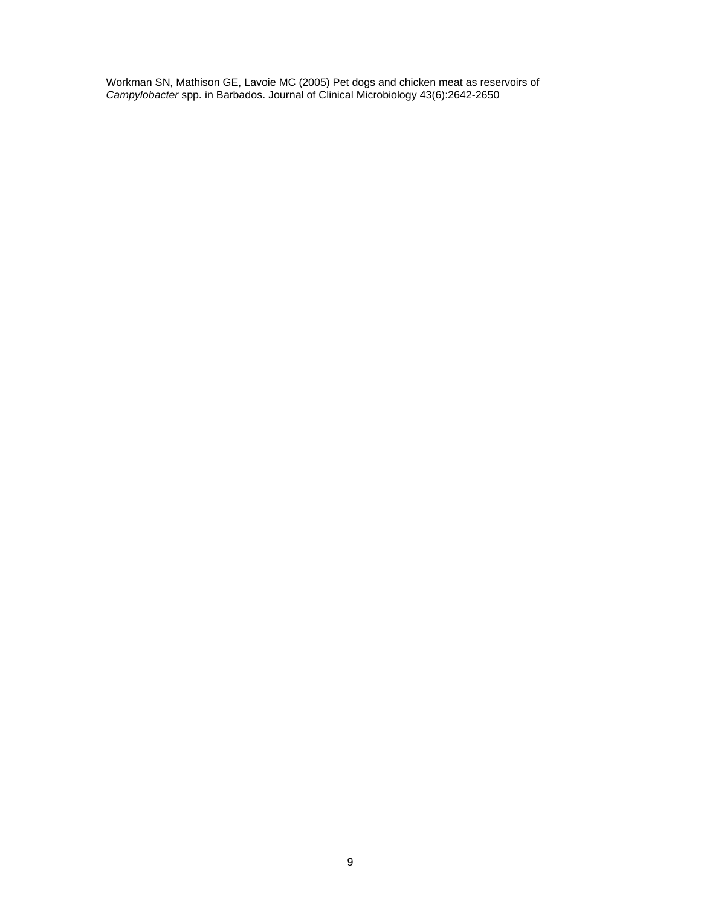Workman SN, Mathison GE, Lavoie MC (2005) Pet dogs and chicken meat as reservoirs of *Campylobacter* spp. in Barbados. Journal of Clinical Microbiology 43(6):2642-2650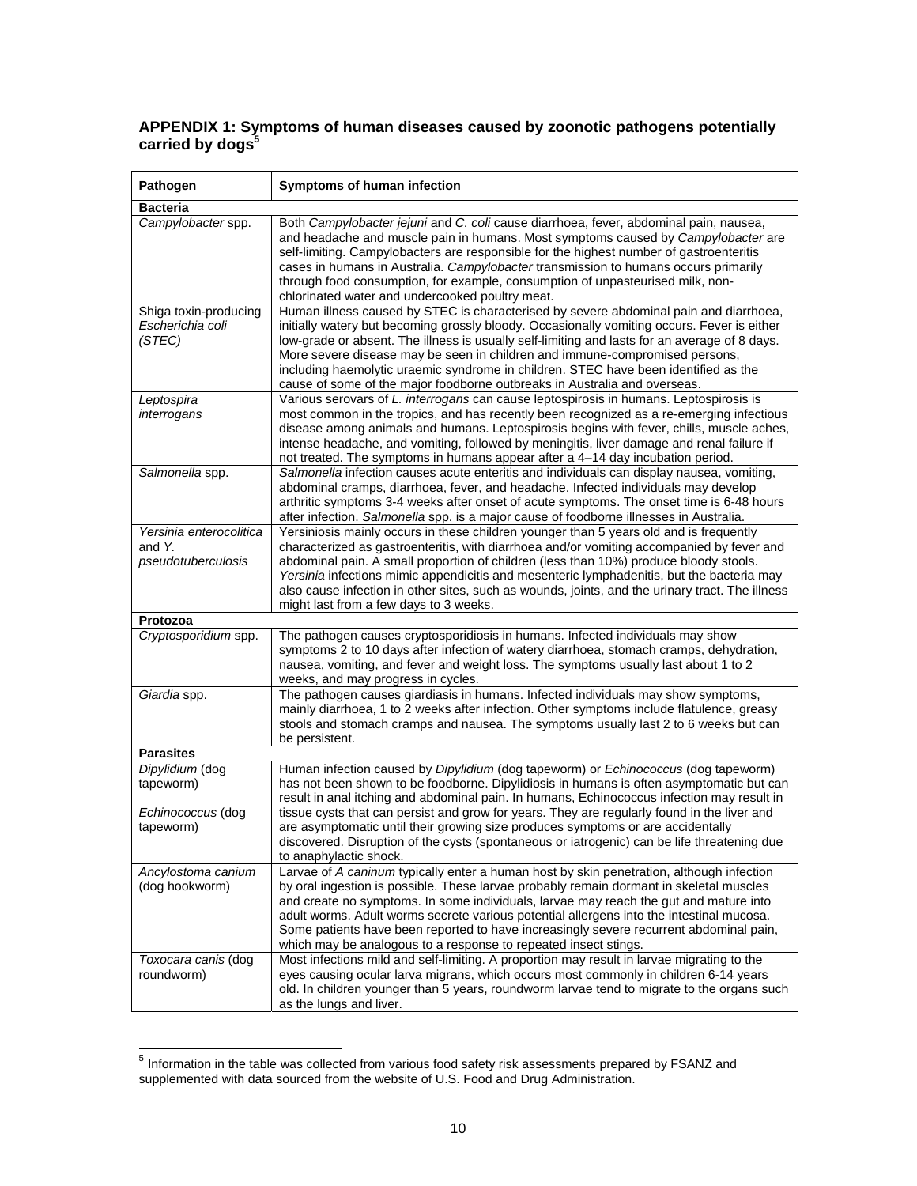## APPENDIX 1: Symptoms of human diseases caused by zoonotic pathogens potentially carried by dogs[5]

| Pathogen | Symptoms of human infection |
|---|---|
| **Bacteria** | |
| *Campylobacter* spp. | Both *Campylobacter jejuni* and *C. coli* cause diarrhoea, fever, abdominal pain, nausea, and headache and muscle pain in humans. Most symptoms caused by *Campylobacter* are self-limiting. Campylobacters are responsible for the highest number of gastroenteritis cases in humans in Australia. *Campylobacter* transmission to humans occurs primarily through food consumption, for example, consumption of unpasteurised milk, non-chlorinated water and undercooked poultry meat. |
| Shiga toxin-producing *Escherichia coli (STEC)* | Human illness caused by STEC is characterised by severe abdominal pain and diarrhoea, initially watery but becoming grossly bloody. Occasionally vomiting occurs. Fever is either low-grade or absent. The illness is usually self-limiting and lasts for an average of 8 days. More severe disease may be seen in children and immune-compromised persons, including haemolytic uraemic syndrome in children. STEC have been identified as the cause of some of the major foodborne outbreaks in Australia and overseas. |
| *Leptospira interrogans* | Various serovars of *L. interrogans* can cause leptospirosis in humans. Leptospirosis is most common in the tropics, and has recently been recognized as a re-emerging infectious disease among animals and humans. Leptospirosis begins with fever, chills, muscle aches, intense headache, and vomiting, followed by meningitis, liver damage and renal failure if not treated. The symptoms in humans appear after a 4–14 day incubation period. |
| *Salmonella* spp. | *Salmonella* infection causes acute enteritis and individuals can display nausea, vomiting, abdominal cramps, diarrhoea, fever, and headache. Infected individuals may develop arthritic symptoms 3-4 weeks after onset of acute symptoms. The onset time is 6-48 hours after infection. *Salmonella* spp. is a major cause of foodborne illnesses in Australia. |
| *Yersinia enterocolitica* and *Y. pseudotuberculosis* | Yersiniosis mainly occurs in these children younger than 5 years old and is frequently characterized as gastroenteritis, with diarrhoea and/or vomiting accompanied by fever and abdominal pain. A small proportion of children (less than 10%) produce bloody stools. *Yersinia* infections mimic appendicitis and mesenteric lymphadenitis, but the bacteria may also cause infection in other sites, such as wounds, joints, and the urinary tract. The illness might last from a few days to 3 weeks. |
| **Protozoa** | |
| *Cryptosporidium* spp. | The pathogen causes cryptosporidiosis in humans. Infected individuals may show symptoms 2 to 10 days after infection of watery diarrhoea, stomach cramps, dehydration, nausea, vomiting, and fever and weight loss. The symptoms usually last about 1 to 2 weeks, and may progress in cycles. |
| *Giardia* spp. | The pathogen causes giardiasis in humans. Infected individuals may show symptoms, mainly diarrhoea, 1 to 2 weeks after infection. Other symptoms include flatulence, greasy stools and stomach cramps and nausea. The symptoms usually last 2 to 6 weeks but can be persistent. |
| **Parasites** | |
| *Dipylidium* (dog tapeworm)<br><br>*Echinococcus* (dog tapeworm) | Human infection caused by *Dipylidium* (dog tapeworm) or *Echinococcus* (dog tapeworm) has not been shown to be foodborne. Dipylidiosis in humans is often asymptomatic but can result in anal itching and abdominal pain. In humans, Echinococcus infection may result in tissue cysts that can persist and grow for years. They are regularly found in the liver and are asymptomatic until their growing size produces symptoms or are accidentally discovered. Disruption of the cysts (spontaneous or iatrogenic) can be life threatening due to anaphylactic shock. |
| *Ancylostoma canium* (dog hookworm) | Larvae of *A caninum* typically enter a human host by skin penetration, although infection by oral ingestion is possible. These larvae probably remain dormant in skeletal muscles and create no symptoms. In some individuals, larvae may reach the gut and mature into adult worms. Adult worms secrete various potential allergens into the intestinal mucosa. Some patients have been reported to have increasingly severe recurrent abdominal pain, which may be analogous to a response to repeated insect stings. |
| *Toxocara canis* (dog roundworm) | Most infections mild and self-limiting. A proportion may result in larvae migrating to the eyes causing ocular larva migrans, which occurs most commonly in children 6-14 years old. In children younger than 5 years, roundworm larvae tend to migrate to the organs such as the lungs and liver. |

[5] Information in the table was collected from various food safety risk assessments prepared by FSANZ and supplemented with data sourced from the website of U.S. Food and Drug Administration.